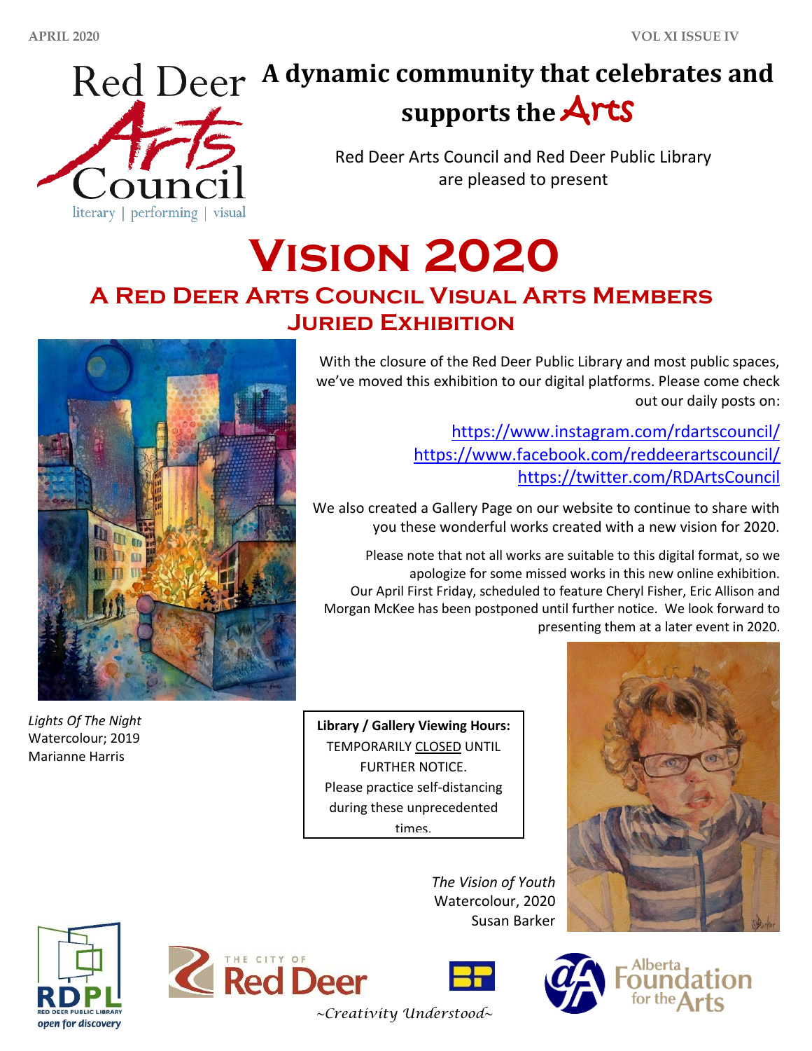# A dynamic community that celebrates and supports the Arts

Red Deer Arts Council and Red Deer Public Library are pleased to present

# Vision 2020

## A Red Deer Arts Council Visual Arts Members Juried Exhibition

With the closure of the Red Deer Public Library and most public spaces, we've moved this exhibition to our digital platforms. Please come check out our daily posts on:

https://www.instagram.com/rdartscouncil/
https://www.facebook.com/reddeerartscouncil/
https://twitter.com/RDArtsCouncil

We also created a Gallery Page on our website to continue to share with you these wonderful works created with a new vision for 2020.

Please note that not all works are suitable to this digital format, so we apologize for some missed works in this new online exhibition. Our April First Friday, scheduled to feature Cheryl Fisher, Eric Allison and Morgan McKee has been postponed until further notice. We look forward to presenting them at a later event in 2020.

*Lights Of The Night*
Watercolour; 2019
Marianne Harris

**Library / Gallery Viewing Hours:**
TEMPORARILY CLOSED UNTIL FURTHER NOTICE.
Please practice self-distancing during these unprecedented times.

*The Vision of Youth*
Watercolour, 2020
Susan Barker

~Creativity Understood~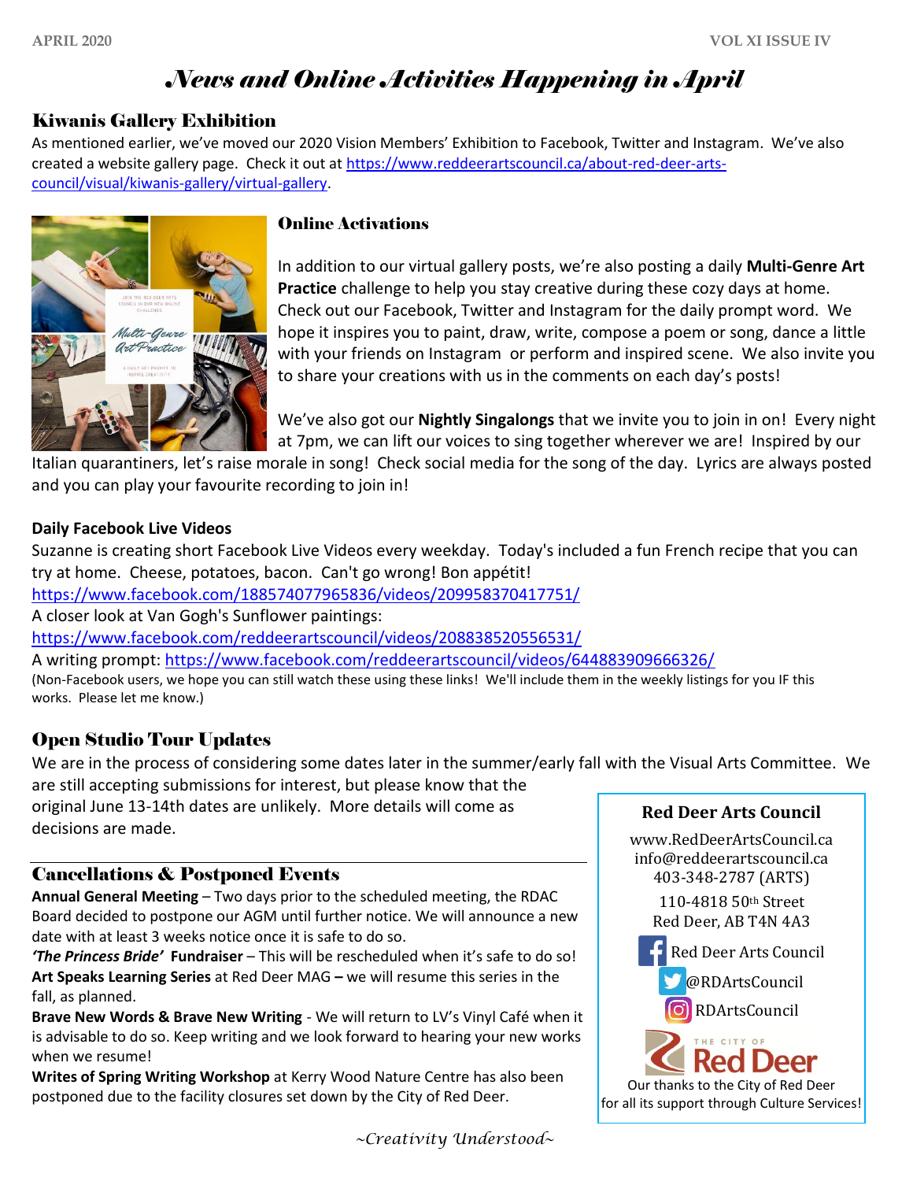# *News and Online Activities Happening in April*

## Kiwanis Gallery Exhibition

As mentioned earlier, we've moved our 2020 Vision Members' Exhibition to Facebook, Twitter and Instagram. We've also created a website gallery page. Check it out at https://www.reddeerartscouncil.ca/about-red-deer-arts-council/visual/kiwanis-gallery/virtual-gallery.

## Online Activations

In addition to our virtual gallery posts, we're also posting a daily **Multi-Genre Art Practice** challenge to help you stay creative during these cozy days at home. Check out our Facebook, Twitter and Instagram for the daily prompt word. We hope it inspires you to paint, draw, write, compose a poem or song, dance a little with your friends on Instagram or perform and inspired scene. We also invite you to share your creations with us in the comments on each day's posts!

We've also got our **Nightly Singalongs** that we invite you to join in on! Every night at 7pm, we can lift our voices to sing together wherever we are! Inspired by our Italian quarantiners, let's raise morale in song! Check social media for the song of the day. Lyrics are always posted and you can play your favourite recording to join in!

### Daily Facebook Live Videos

Suzanne is creating short Facebook Live Videos every weekday. Today's included a fun French recipe that you can try at home. Cheese, potatoes, bacon. Can't go wrong! Bon appétit!
https://www.facebook.com/188574077965836/videos/209958370417751/
A closer look at Van Gogh's Sunflower paintings:
https://www.facebook.com/reddeerartscouncil/videos/208838520556531/
A writing prompt: https://www.facebook.com/reddeerartscouncil/videos/644883909666326/
(Non-Facebook users, we hope you can still watch these using these links! We'll include them in the weekly listings for you IF this works. Please let me know.)

## Open Studio Tour Updates

We are in the process of considering some dates later in the summer/early fall with the Visual Arts Committee. We are still accepting submissions for interest, but please know that the original June 13-14th dates are unlikely. More details will come as decisions are made.

## Cancellations & Postponed Events

**Annual General Meeting** – Two days prior to the scheduled meeting, the RDAC Board decided to postpone our AGM until further notice. We will announce a new date with at least 3 weeks notice once it is safe to do so.
***'The Princess Bride'*** **Fundraiser** – This will be rescheduled when it's safe to do so!
**Art Speaks Learning Series** at Red Deer MAG **–** we will resume this series in the fall, as planned.
**Brave New Words & Brave New Writing** - We will return to LV's Vinyl Café when it is advisable to do so. Keep writing and we look forward to hearing your new works when we resume!
**Writes of Spring Writing Workshop** at Kerry Wood Nature Centre has also been postponed due to the facility closures set down by the City of Red Deer.

**Red Deer Arts Council**

www.RedDeerArtsCouncil.ca
info@reddeerartscouncil.ca
403-348-2787 (ARTS)
110-4818 50th Street
Red Deer, AB T4N 4A3
Red Deer Arts Council
@RDArtsCouncil
RDArtsCouncil

The City of Red Deer
Our thanks to the City of Red Deer for all its support through Culture Services!

~Creativity Understood~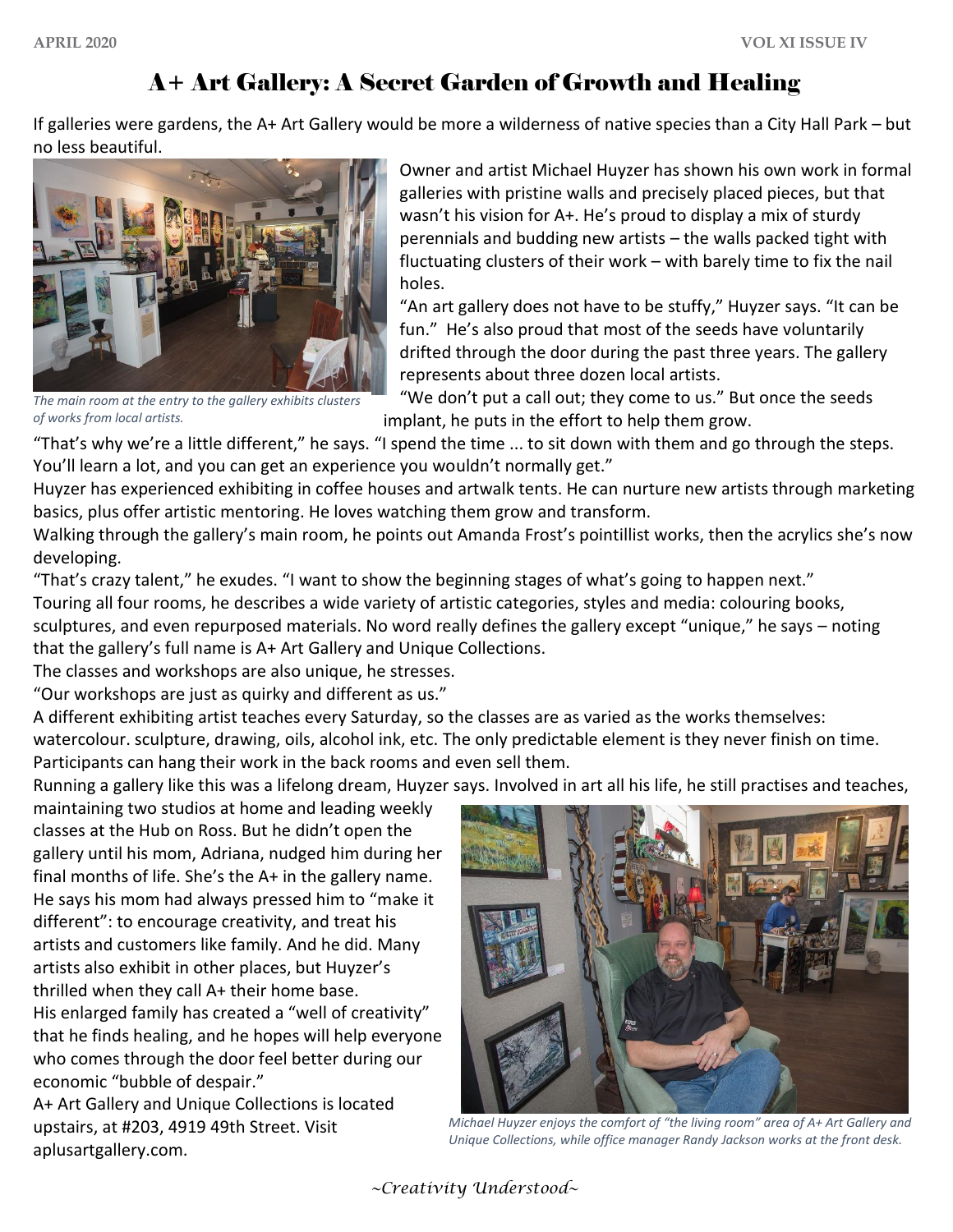# A+ Art Gallery: A Secret Garden of Growth and Healing

If galleries were gardens, the A+ Art Gallery would be more a wilderness of native species than a City Hall Park – but no less beautiful.

*The main room at the entry to the gallery exhibits clusters of works from local artists.*

Owner and artist Michael Huyzer has shown his own work in formal galleries with pristine walls and precisely placed pieces, but that wasn't his vision for A+. He's proud to display a mix of sturdy perennials and budding new artists – the walls packed tight with fluctuating clusters of their work – with barely time to fix the nail holes.

"An art gallery does not have to be stuffy," Huyzer says. "It can be fun." He's also proud that most of the seeds have voluntarily drifted through the door during the past three years. The gallery represents about three dozen local artists.

"We don't put a call out; they come to us." But once the seeds implant, he puts in the effort to help them grow.

"That's why we're a little different," he says. "I spend the time ... to sit down with them and go through the steps. You'll learn a lot, and you can get an experience you wouldn't normally get."

Huyzer has experienced exhibiting in coffee houses and artwalk tents. He can nurture new artists through marketing basics, plus offer artistic mentoring. He loves watching them grow and transform.

Walking through the gallery's main room, he points out Amanda Frost's pointillist works, then the acrylics she's now developing.

"That's crazy talent," he exudes. "I want to show the beginning stages of what's going to happen next."

Touring all four rooms, he describes a wide variety of artistic categories, styles and media: colouring books, sculptures, and even repurposed materials. No word really defines the gallery except "unique," he says – noting that the gallery's full name is A+ Art Gallery and Unique Collections.

The classes and workshops are also unique, he stresses.

"Our workshops are just as quirky and different as us."

A different exhibiting artist teaches every Saturday, so the classes are as varied as the works themselves: watercolour. sculpture, drawing, oils, alcohol ink, etc. The only predictable element is they never finish on time. Participants can hang their work in the back rooms and even sell them.

Running a gallery like this was a lifelong dream, Huyzer says. Involved in art all his life, he still practises and teaches, maintaining two studios at home and leading weekly classes at the Hub on Ross. But he didn't open the gallery until his mom, Adriana, nudged him during her final months of life. She's the A+ in the gallery name.

He says his mom had always pressed him to "make it different": to encourage creativity, and treat his artists and customers like family. And he did. Many artists also exhibit in other places, but Huyzer's thrilled when they call A+ their home base.

His enlarged family has created a "well of creativity" that he finds healing, and he hopes will help everyone who comes through the door feel better during our economic "bubble of despair."

A+ Art Gallery and Unique Collections is located upstairs, at #203, 4919 49th Street. Visit aplusartgallery.com.

*Michael Huyzer enjoys the comfort of "the living room" area of A+ Art Gallery and Unique Collections, while office manager Randy Jackson works at the front desk.*

*~Creativity Understood~*